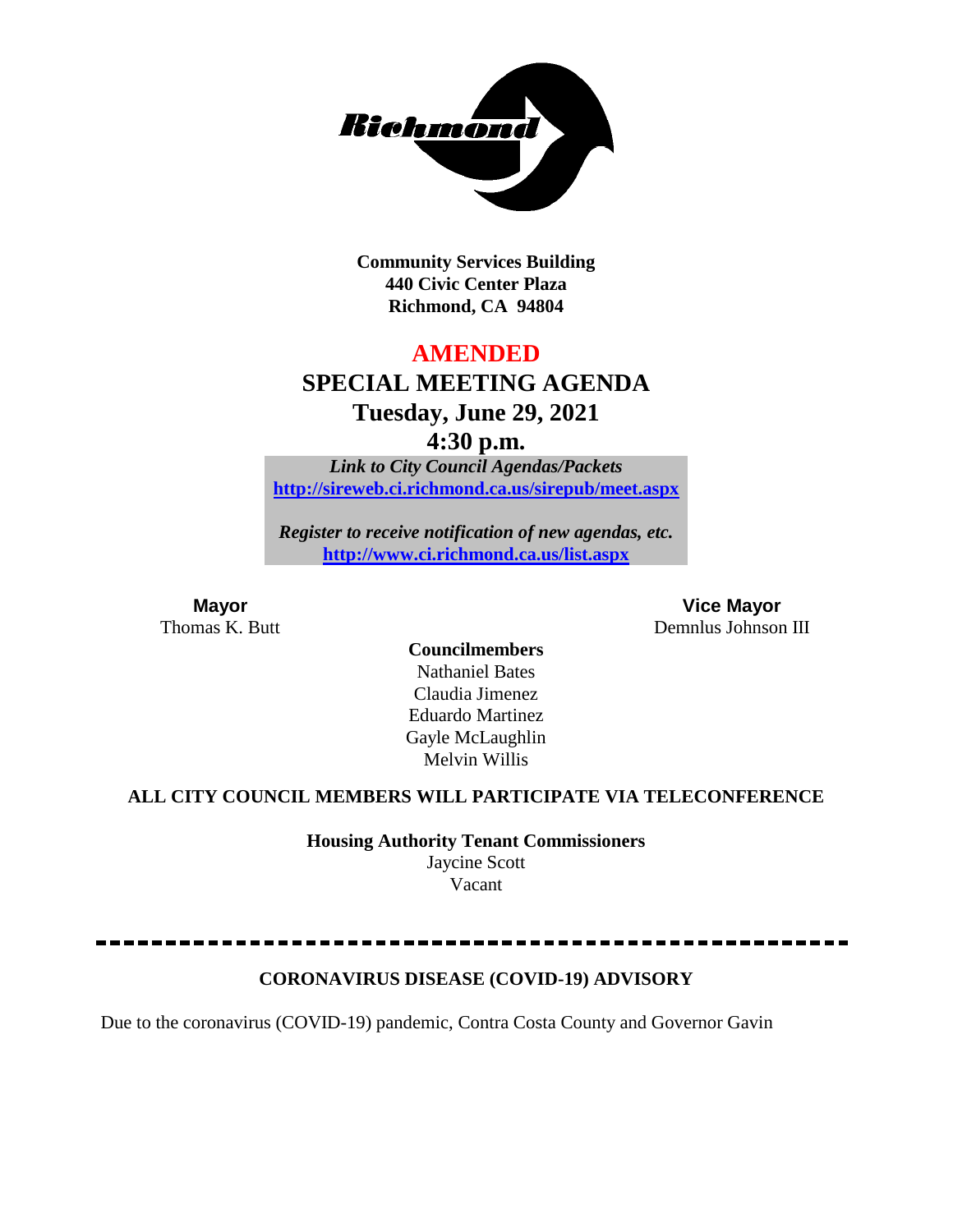Community Services Building
440 Civic Center Plaza
Richmond, CA 94804

# AMENDED

# SPECIAL MEETING AGENDA

## Tuesday, June 29, 2021

## 4:30 p.m.

*Link to City Council Agendas/Packets*
**http://sireweb.ci.richmond.ca.us/sirepub/meet.aspx**

*Register to receive notification of new agendas, etc.*
**http://www.ci.richmond.ca.us/list.aspx**

**Mayor**
Thomas K. Butt

**Vice Mayor**
Demnlus Johnson III

**Councilmembers**
Nathaniel Bates
Claudia Jimenez
Eduardo Martinez
Gayle McLaughlin
Melvin Willis

**ALL CITY COUNCIL MEMBERS WILL PARTICIPATE VIA TELECONFERENCE**

**Housing Authority Tenant Commissioners**
Jaycine Scott
Vacant

---

**CORONAVIRUS DISEASE (COVID-19) ADVISORY**

Due to the coronavirus (COVID-19) pandemic, Contra Costa County and Governor Gavin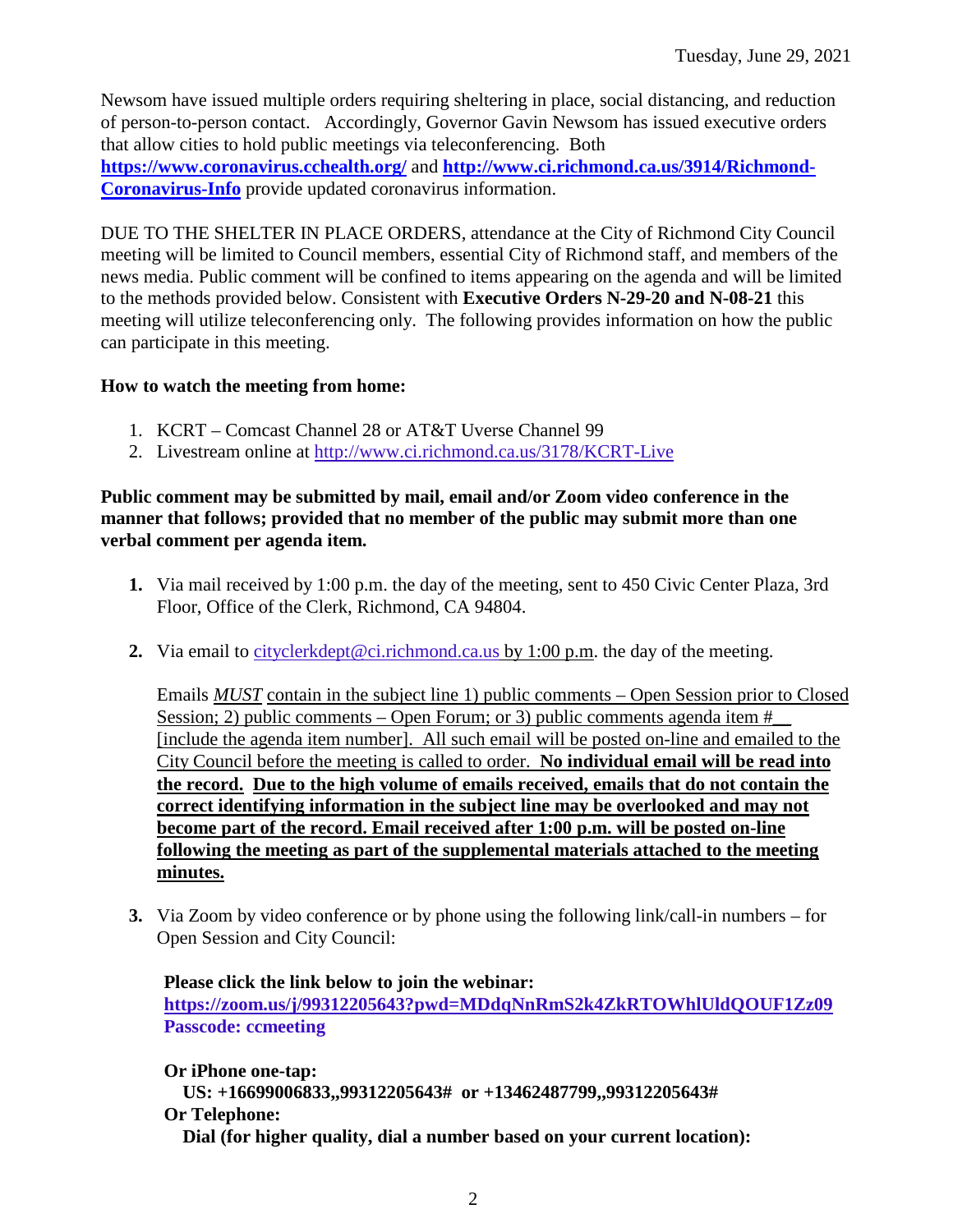Newsom have issued multiple orders requiring sheltering in place, social distancing, and reduction of person-to-person contact. Accordingly, Governor Gavin Newsom has issued executive orders that allow cities to hold public meetings via teleconferencing. Both **https://www.coronavirus.cchealth.org/** and **http://www.ci.richmond.ca.us/3914/Richmond-Coronavirus-Info** provide updated coronavirus information.

DUE TO THE SHELTER IN PLACE ORDERS, attendance at the City of Richmond City Council meeting will be limited to Council members, essential City of Richmond staff, and members of the news media. Public comment will be confined to items appearing on the agenda and will be limited to the methods provided below. Consistent with **Executive Orders N-29-20 and N-08-21** this meeting will utilize teleconferencing only. The following provides information on how the public can participate in this meeting.

**How to watch the meeting from home:**

1. KCRT – Comcast Channel 28 or AT&T Uverse Channel 99
2. Livestream online at http://www.ci.richmond.ca.us/3178/KCRT-Live

**Public comment may be submitted by mail, email and/or Zoom video conference in the manner that follows; provided that no member of the public may submit more than one verbal comment per agenda item.**

1. Via mail received by 1:00 p.m. the day of the meeting, sent to 450 Civic Center Plaza, 3rd Floor, Office of the Clerk, Richmond, CA 94804.

2. Via email to cityclerkdept@ci.richmond.ca.us by 1:00 p.m. the day of the meeting.

   Emails ***MUST*** contain in the subject line 1) public comments – Open Session prior to Closed Session; 2) public comments – Open Forum; or 3) public comments agenda item #__ [include the agenda item number]. All such email will be posted on-line and emailed to the City Council before the meeting is called to order. **No individual email will be read into the record. Due to the high volume of emails received, emails that do not contain the correct identifying information in the subject line may be overlooked and may not become part of the record. Email received after 1:00 p.m. will be posted on-line following the meeting as part of the supplemental materials attached to the meeting minutes.**

3. Via Zoom by video conference or by phone using the following link/call-in numbers – for Open Session and City Council:

   **Please click the link below to join the webinar:**
   **https://zoom.us/j/99312205643?pwd=MDdqNnRmS2k4ZkRTOWhlUldQOUF1Zz09**
   **Passcode: ccmeeting**

   **Or iPhone one-tap:**
   **US: +16699006833,,99312205643# or +13462487799,,99312205643#**
   **Or Telephone:**
   **Dial (for higher quality, dial a number based on your current location):**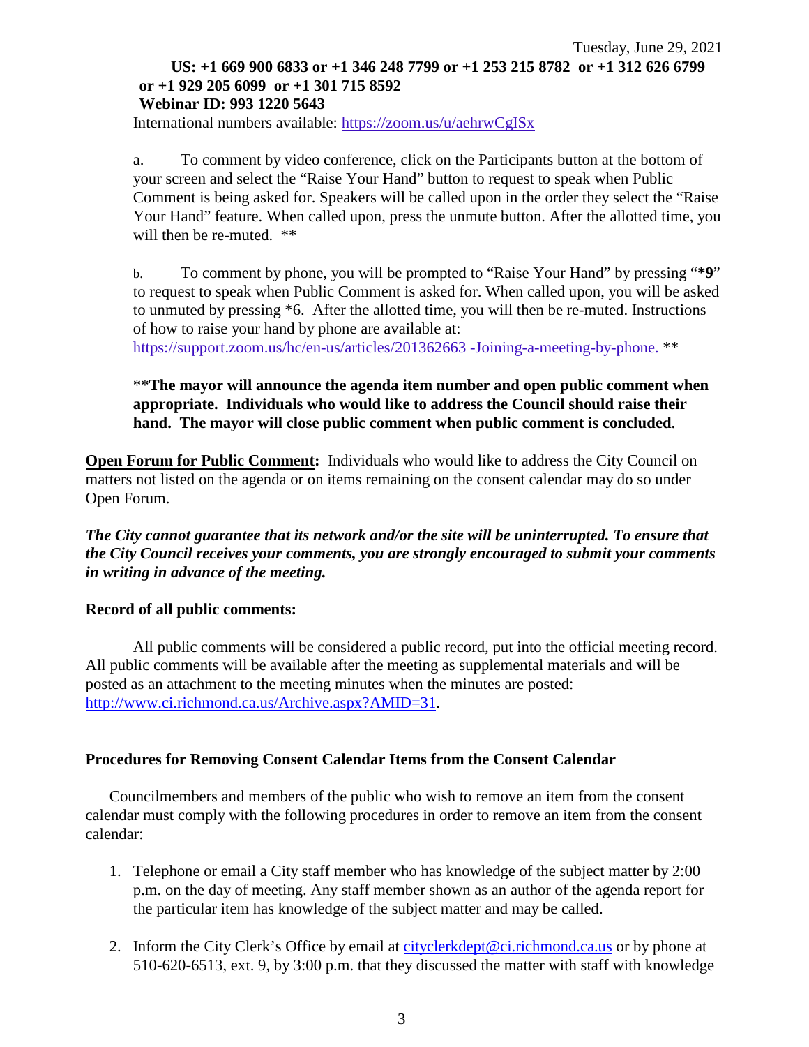Tuesday, June 29, 2021

**US: +1 669 900 6833 or +1 346 248 7799 or +1 253 215 8782 or +1 312 626 6799 or +1 929 205 6099 or +1 301 715 8592**
**Webinar ID: 993 1220 5643**

International numbers available: https://zoom.us/u/aehrwCgISx

a. To comment by video conference, click on the Participants button at the bottom of your screen and select the "Raise Your Hand" button to request to speak when Public Comment is being asked for. Speakers will be called upon in the order they select the "Raise Your Hand" feature. When called upon, press the unmute button. After the allotted time, you will then be re-muted. **

b. To comment by phone, you will be prompted to "Raise Your Hand" by pressing "***9**" to request to speak when Public Comment is asked for. When called upon, you will be asked to unmuted by pressing *6. After the allotted time, you will then be re-muted. Instructions of how to raise your hand by phone are available at: https://support.zoom.us/hc/en-us/articles/201362663 -Joining-a-meeting-by-phone. **

**The mayor will announce the agenda item number and open public comment when appropriate. Individuals who would like to address the Council should raise their hand. The mayor will close public comment when public comment is concluded.

**Open Forum for Public Comment:** Individuals who would like to address the City Council on matters not listed on the agenda or on items remaining on the consent calendar may do so under Open Forum.

***The City cannot guarantee that its network and/or the site will be uninterrupted. To ensure that the City Council receives your comments, you are strongly encouraged to submit your comments in writing in advance of the meeting.***

**Record of all public comments:**

All public comments will be considered a public record, put into the official meeting record. All public comments will be available after the meeting as supplemental materials and will be posted as an attachment to the meeting minutes when the minutes are posted: http://www.ci.richmond.ca.us/Archive.aspx?AMID=31.

**Procedures for Removing Consent Calendar Items from the Consent Calendar**

Councilmembers and members of the public who wish to remove an item from the consent calendar must comply with the following procedures in order to remove an item from the consent calendar:

1. Telephone or email a City staff member who has knowledge of the subject matter by 2:00 p.m. on the day of meeting. Any staff member shown as an author of the agenda report for the particular item has knowledge of the subject matter and may be called.
2. Inform the City Clerk's Office by email at cityclerkdept@ci.richmond.ca.us or by phone at 510-620-6513, ext. 9, by 3:00 p.m. that they discussed the matter with staff with knowledge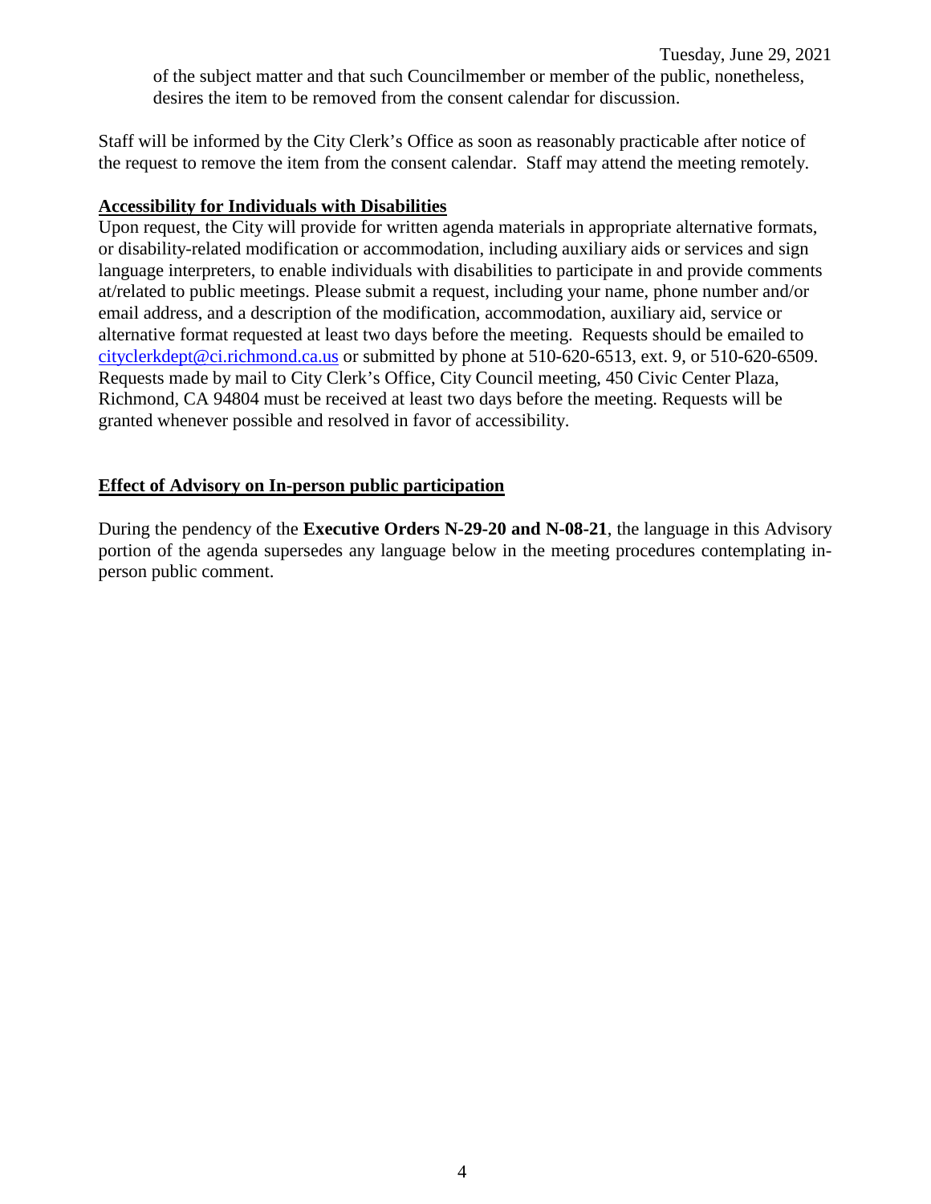of the subject matter and that such Councilmember or member of the public, nonetheless, desires the item to be removed from the consent calendar for discussion.

Staff will be informed by the City Clerk's Office as soon as reasonably practicable after notice of the request to remove the item from the consent calendar. Staff may attend the meeting remotely.

**Accessibility for Individuals with Disabilities**

Upon request, the City will provide for written agenda materials in appropriate alternative formats, or disability-related modification or accommodation, including auxiliary aids or services and sign language interpreters, to enable individuals with disabilities to participate in and provide comments at/related to public meetings. Please submit a request, including your name, phone number and/or email address, and a description of the modification, accommodation, auxiliary aid, service or alternative format requested at least two days before the meeting. Requests should be emailed to cityclerkdept@ci.richmond.ca.us or submitted by phone at 510-620-6513, ext. 9, or 510-620-6509. Requests made by mail to City Clerk's Office, City Council meeting, 450 Civic Center Plaza, Richmond, CA 94804 must be received at least two days before the meeting. Requests will be granted whenever possible and resolved in favor of accessibility.

**Effect of Advisory on In-person public participation**

During the pendency of the **Executive Orders N-29-20 and N-08-21**, the language in this Advisory portion of the agenda supersedes any language below in the meeting procedures contemplating in-person public comment.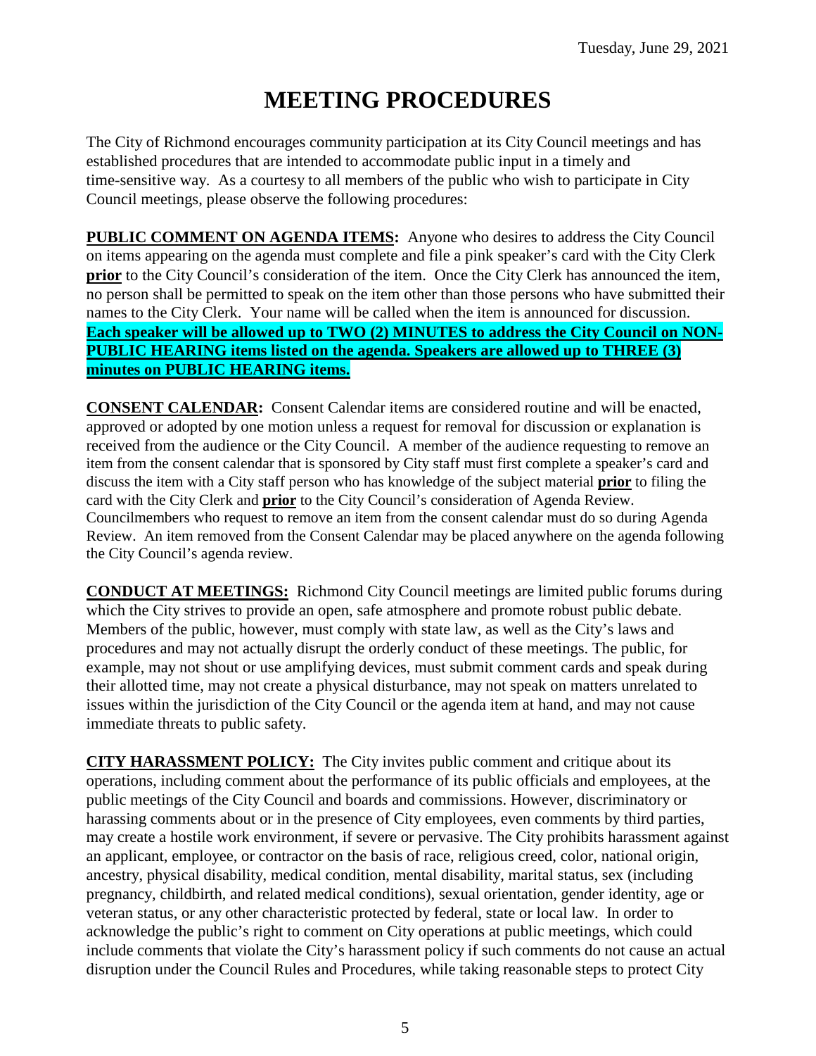Tuesday, June 29, 2021

# MEETING PROCEDURES

The City of Richmond encourages community participation at its City Council meetings and has established procedures that are intended to accommodate public input in a timely and time-sensitive way. As a courtesy to all members of the public who wish to participate in City Council meetings, please observe the following procedures:

**PUBLIC COMMENT ON AGENDA ITEMS:** Anyone who desires to address the City Council on items appearing on the agenda must complete and file a pink speaker's card with the City Clerk **prior** to the City Council's consideration of the item. Once the City Clerk has announced the item, no person shall be permitted to speak on the item other than those persons who have submitted their names to the City Clerk. Your name will be called when the item is announced for discussion. **Each speaker will be allowed up to TWO (2) MINUTES to address the City Council on NON-PUBLIC HEARING items listed on the agenda. Speakers are allowed up to THREE (3) minutes on PUBLIC HEARING items.**

**CONSENT CALENDAR:** Consent Calendar items are considered routine and will be enacted, approved or adopted by one motion unless a request for removal for discussion or explanation is received from the audience or the City Council. A member of the audience requesting to remove an item from the consent calendar that is sponsored by City staff must first complete a speaker's card and discuss the item with a City staff person who has knowledge of the subject material **prior** to filing the card with the City Clerk and **prior** to the City Council's consideration of Agenda Review. Councilmembers who request to remove an item from the consent calendar must do so during Agenda Review. An item removed from the Consent Calendar may be placed anywhere on the agenda following the City Council's agenda review.

**CONDUCT AT MEETINGS:** Richmond City Council meetings are limited public forums during which the City strives to provide an open, safe atmosphere and promote robust public debate. Members of the public, however, must comply with state law, as well as the City's laws and procedures and may not actually disrupt the orderly conduct of these meetings. The public, for example, may not shout or use amplifying devices, must submit comment cards and speak during their allotted time, may not create a physical disturbance, may not speak on matters unrelated to issues within the jurisdiction of the City Council or the agenda item at hand, and may not cause immediate threats to public safety.

**CITY HARASSMENT POLICY:** The City invites public comment and critique about its operations, including comment about the performance of its public officials and employees, at the public meetings of the City Council and boards and commissions. However, discriminatory or harassing comments about or in the presence of City employees, even comments by third parties, may create a hostile work environment, if severe or pervasive. The City prohibits harassment against an applicant, employee, or contractor on the basis of race, religious creed, color, national origin, ancestry, physical disability, medical condition, mental disability, marital status, sex (including pregnancy, childbirth, and related medical conditions), sexual orientation, gender identity, age or veteran status, or any other characteristic protected by federal, state or local law. In order to acknowledge the public's right to comment on City operations at public meetings, which could include comments that violate the City's harassment policy if such comments do not cause an actual disruption under the Council Rules and Procedures, while taking reasonable steps to protect City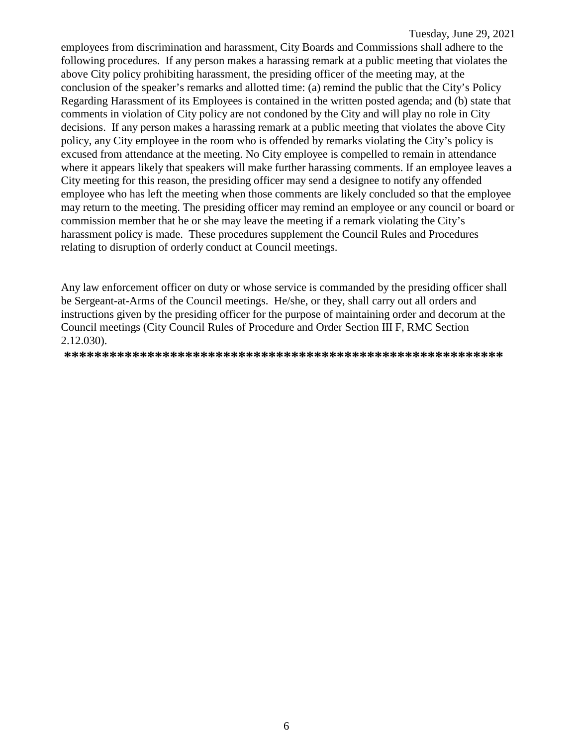employees from discrimination and harassment, City Boards and Commissions shall adhere to the following procedures. If any person makes a harassing remark at a public meeting that violates the above City policy prohibiting harassment, the presiding officer of the meeting may, at the conclusion of the speaker's remarks and allotted time: (a) remind the public that the City's Policy Regarding Harassment of its Employees is contained in the written posted agenda; and (b) state that comments in violation of City policy are not condoned by the City and will play no role in City decisions. If any person makes a harassing remark at a public meeting that violates the above City policy, any City employee in the room who is offended by remarks violating the City's policy is excused from attendance at the meeting. No City employee is compelled to remain in attendance where it appears likely that speakers will make further harassing comments. If an employee leaves a City meeting for this reason, the presiding officer may send a designee to notify any offended employee who has left the meeting when those comments are likely concluded so that the employee may return to the meeting. The presiding officer may remind an employee or any council or board or commission member that he or she may leave the meeting if a remark violating the City's harassment policy is made. These procedures supplement the Council Rules and Procedures relating to disruption of orderly conduct at Council meetings.

Any law enforcement officer on duty or whose service is commanded by the presiding officer shall be Sergeant-at-Arms of the Council meetings. He/she, or they, shall carry out all orders and instructions given by the presiding officer for the purpose of maintaining order and decorum at the Council meetings (City Council Rules of Procedure and Order Section III F, RMC Section 2.12.030).

**********************************************************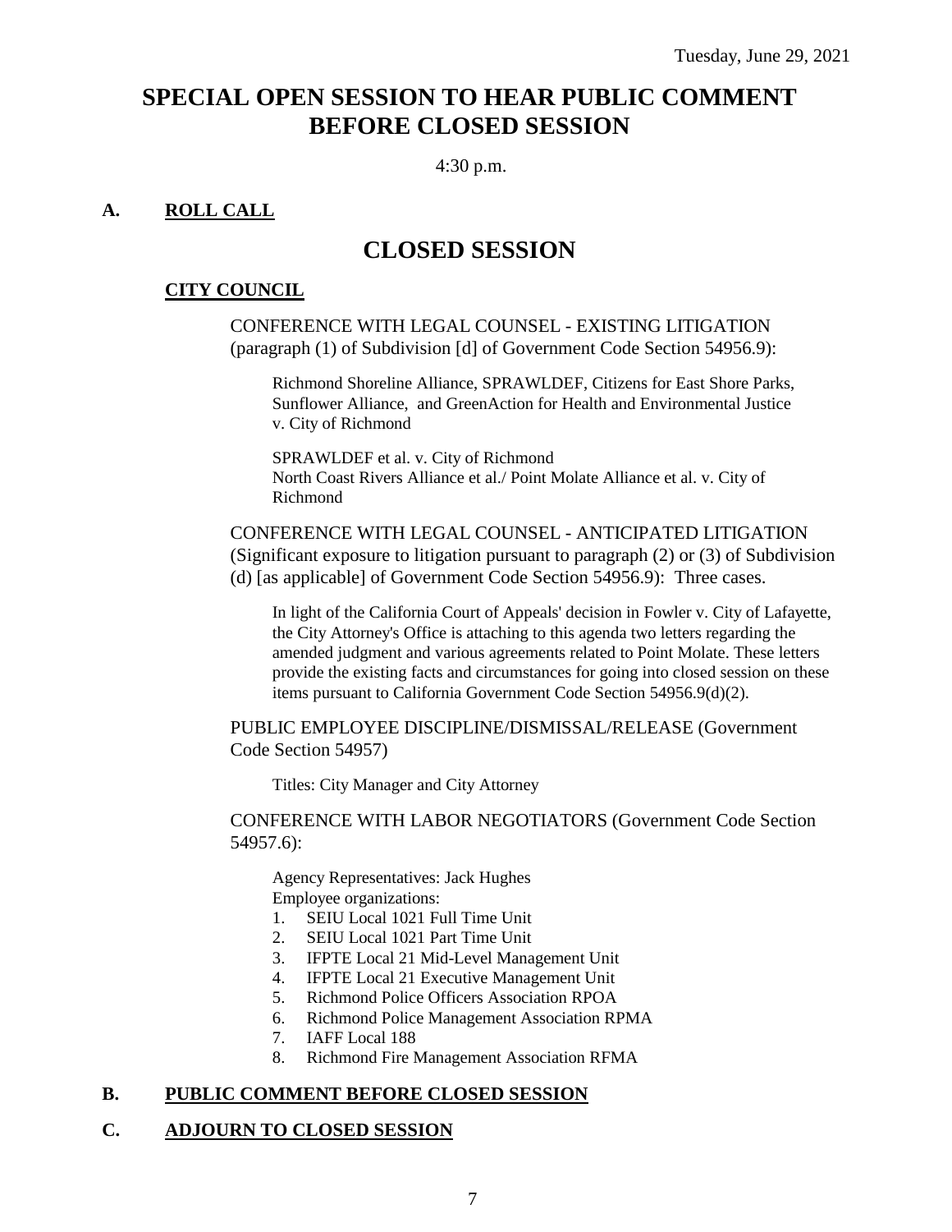Tuesday, June 29, 2021

# SPECIAL OPEN SESSION TO HEAR PUBLIC COMMENT BEFORE CLOSED SESSION

4:30 p.m.

**A. ROLL CALL**

# CLOSED SESSION

**CITY COUNCIL**

CONFERENCE WITH LEGAL COUNSEL - EXISTING LITIGATION (paragraph (1) of Subdivision [d] of Government Code Section 54956.9):

Richmond Shoreline Alliance, SPRAWLDEF, Citizens for East Shore Parks, Sunflower Alliance, and GreenAction for Health and Environmental Justice v. City of Richmond

SPRAWLDEF et al. v. City of Richmond
North Coast Rivers Alliance et al./ Point Molate Alliance et al. v. City of Richmond

CONFERENCE WITH LEGAL COUNSEL - ANTICIPATED LITIGATION (Significant exposure to litigation pursuant to paragraph (2) or (3) of Subdivision (d) [as applicable] of Government Code Section 54956.9): Three cases.

In light of the California Court of Appeals' decision in Fowler v. City of Lafayette, the City Attorney's Office is attaching to this agenda two letters regarding the amended judgment and various agreements related to Point Molate. These letters provide the existing facts and circumstances for going into closed session on these items pursuant to California Government Code Section 54956.9(d)(2).

PUBLIC EMPLOYEE DISCIPLINE/DISMISSAL/RELEASE (Government Code Section 54957)

Titles: City Manager and City Attorney

CONFERENCE WITH LABOR NEGOTIATORS (Government Code Section 54957.6):

Agency Representatives: Jack Hughes
Employee organizations:

1. SEIU Local 1021 Full Time Unit
2. SEIU Local 1021 Part Time Unit
3. IFPTE Local 21 Mid-Level Management Unit
4. IFPTE Local 21 Executive Management Unit
5. Richmond Police Officers Association RPOA
6. Richmond Police Management Association RPMA
7. IAFF Local 188
8. Richmond Fire Management Association RFMA

**B. PUBLIC COMMENT BEFORE CLOSED SESSION**

**C. ADJOURN TO CLOSED SESSION**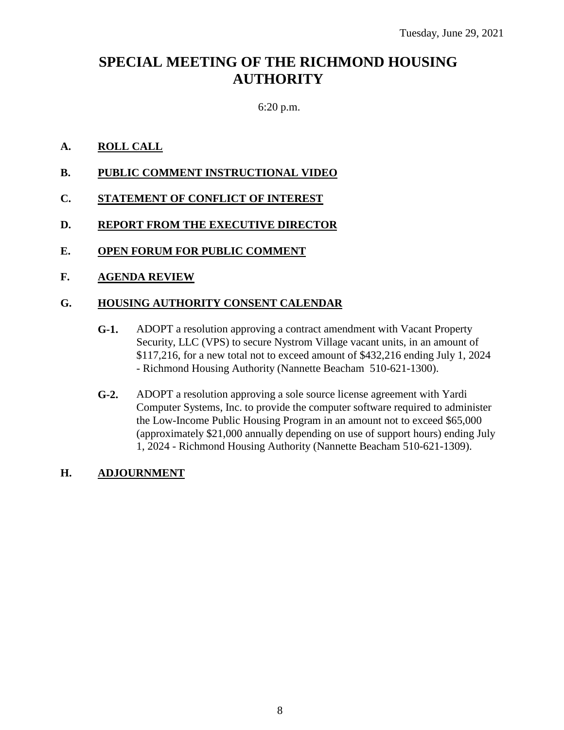Tuesday, June 29, 2021

# SPECIAL MEETING OF THE RICHMOND HOUSING AUTHORITY

6:20 p.m.

**A. ROLL CALL**

**B. PUBLIC COMMENT INSTRUCTIONAL VIDEO**

**C. STATEMENT OF CONFLICT OF INTEREST**

**D. REPORT FROM THE EXECUTIVE DIRECTOR**

**E. OPEN FORUM FOR PUBLIC COMMENT**

**F. AGENDA REVIEW**

**G. HOUSING AUTHORITY CONSENT CALENDAR**

**G-1.** ADOPT a resolution approving a contract amendment with Vacant Property Security, LLC (VPS) to secure Nystrom Village vacant units, in an amount of $117,216, for a new total not to exceed amount of $432,216 ending July 1, 2024 - Richmond Housing Authority (Nannette Beacham 510-621-1300).

**G-2.** ADOPT a resolution approving a sole source license agreement with Yardi Computer Systems, Inc. to provide the computer software required to administer the Low-Income Public Housing Program in an amount not to exceed $65,000 (approximately $21,000 annually depending on use of support hours) ending July 1, 2024 - Richmond Housing Authority (Nannette Beacham 510-621-1309).

**H. ADJOURNMENT**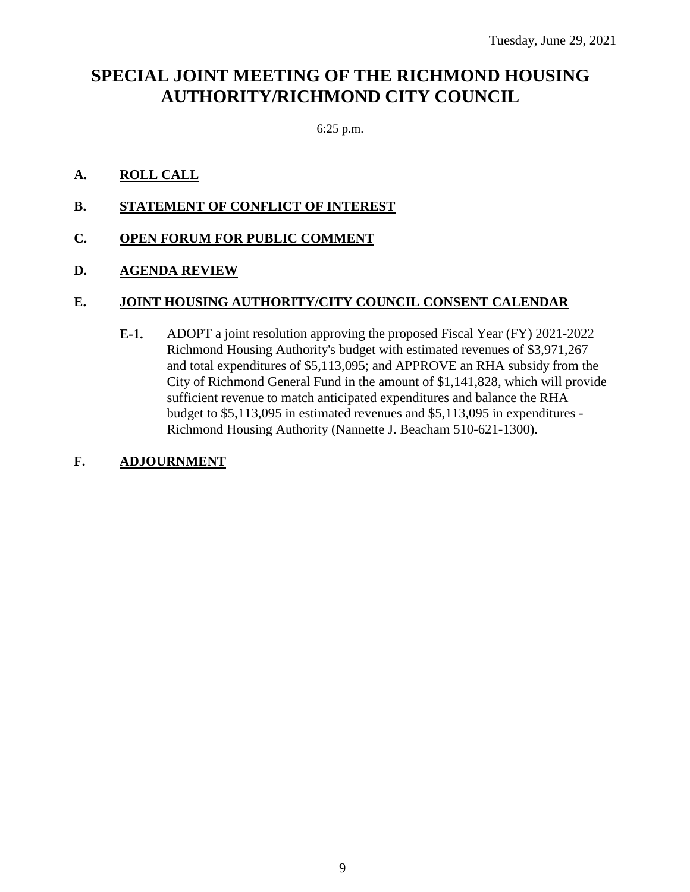Tuesday, June 29, 2021

# SPECIAL JOINT MEETING OF THE RICHMOND HOUSING AUTHORITY/RICHMOND CITY COUNCIL

6:25 p.m.

**A. ROLL CALL**

**B. STATEMENT OF CONFLICT OF INTEREST**

**C. OPEN FORUM FOR PUBLIC COMMENT**

**D. AGENDA REVIEW**

**E. JOINT HOUSING AUTHORITY/CITY COUNCIL CONSENT CALENDAR**

**E-1.** ADOPT a joint resolution approving the proposed Fiscal Year (FY) 2021-2022 Richmond Housing Authority's budget with estimated revenues of $3,971,267 and total expenditures of $5,113,095; and APPROVE an RHA subsidy from the City of Richmond General Fund in the amount of $1,141,828, which will provide sufficient revenue to match anticipated expenditures and balance the RHA budget to $5,113,095 in estimated revenues and $5,113,095 in expenditures - Richmond Housing Authority (Nannette J. Beacham 510-621-1300).

**F. ADJOURNMENT**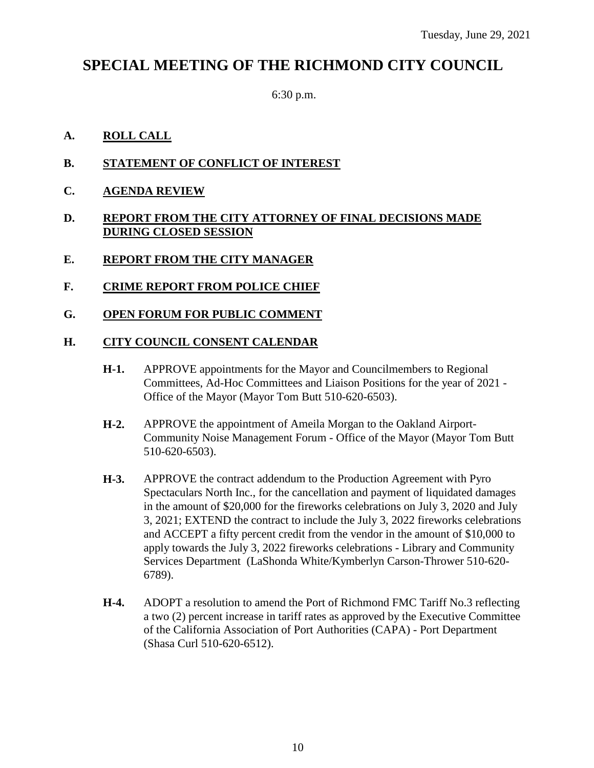Tuesday, June 29, 2021

# SPECIAL MEETING OF THE RICHMOND CITY COUNCIL

6:30 p.m.

**A. ROLL CALL**

**B. STATEMENT OF CONFLICT OF INTEREST**

**C. AGENDA REVIEW**

**D. REPORT FROM THE CITY ATTORNEY OF FINAL DECISIONS MADE DURING CLOSED SESSION**

**E. REPORT FROM THE CITY MANAGER**

**F. CRIME REPORT FROM POLICE CHIEF**

**G. OPEN FORUM FOR PUBLIC COMMENT**

**H. CITY COUNCIL CONSENT CALENDAR**

**H-1.** APPROVE appointments for the Mayor and Councilmembers to Regional Committees, Ad-Hoc Committees and Liaison Positions for the year of 2021 - Office of the Mayor (Mayor Tom Butt 510-620-6503).

**H-2.** APPROVE the appointment of Ameila Morgan to the Oakland Airport-Community Noise Management Forum - Office of the Mayor (Mayor Tom Butt 510-620-6503).

**H-3.** APPROVE the contract addendum to the Production Agreement with Pyro Spectaculars North Inc., for the cancellation and payment of liquidated damages in the amount of $20,000 for the fireworks celebrations on July 3, 2020 and July 3, 2021; EXTEND the contract to include the July 3, 2022 fireworks celebrations and ACCEPT a fifty percent credit from the vendor in the amount of $10,000 to apply towards the July 3, 2022 fireworks celebrations - Library and Community Services Department (LaShonda White/Kymberlyn Carson-Thrower 510-620-6789).

**H-4.** ADOPT a resolution to amend the Port of Richmond FMC Tariff No.3 reflecting a two (2) percent increase in tariff rates as approved by the Executive Committee of the California Association of Port Authorities (CAPA) - Port Department (Shasa Curl 510-620-6512).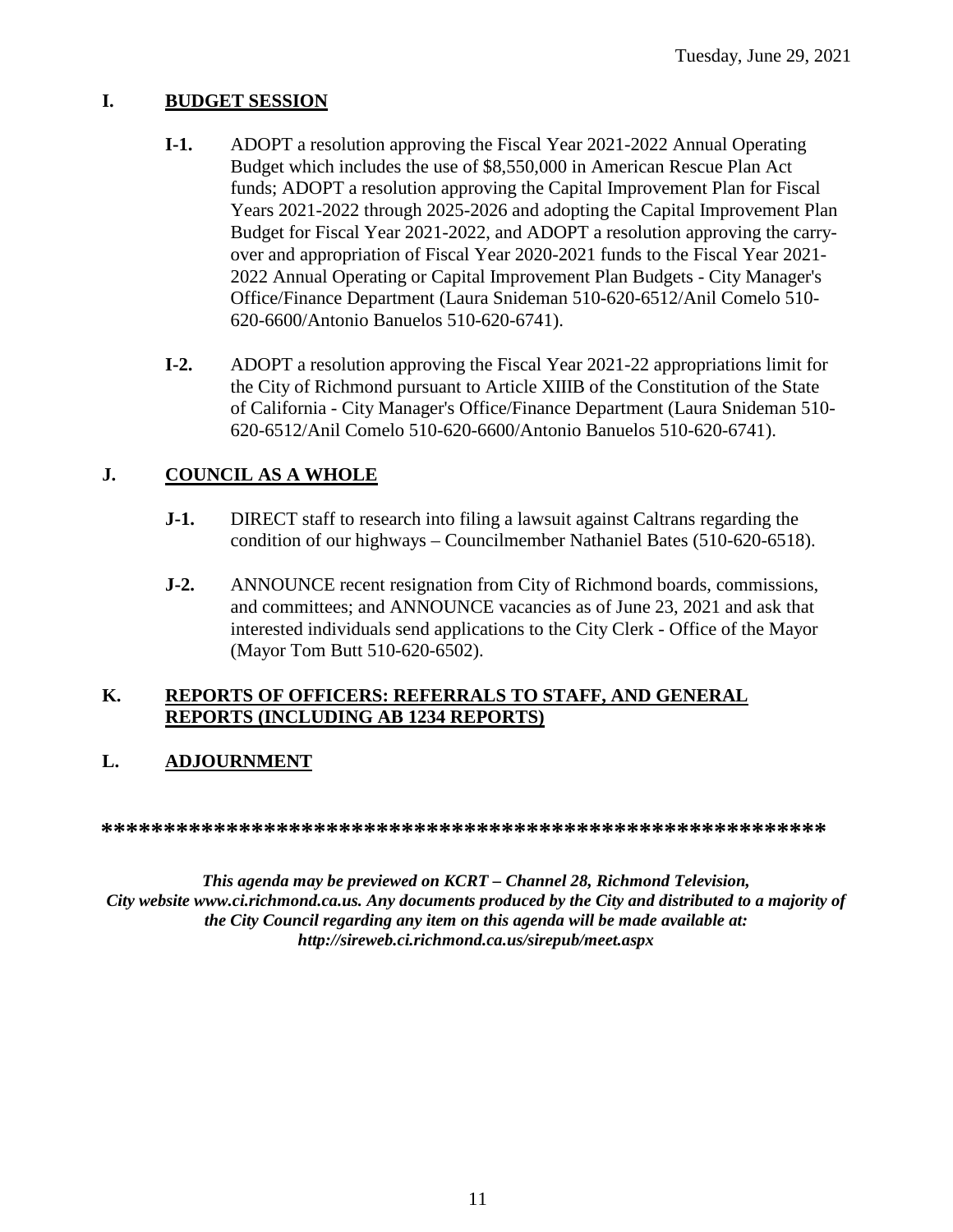Tuesday, June 29, 2021

## I. BUDGET SESSION

**I-1.** ADOPT a resolution approving the Fiscal Year 2021-2022 Annual Operating Budget which includes the use of $8,550,000 in American Rescue Plan Act funds; ADOPT a resolution approving the Capital Improvement Plan for Fiscal Years 2021-2022 through 2025-2026 and adopting the Capital Improvement Plan Budget for Fiscal Year 2021-2022, and ADOPT a resolution approving the carry-over and appropriation of Fiscal Year 2020-2021 funds to the Fiscal Year 2021-2022 Annual Operating or Capital Improvement Plan Budgets - City Manager's Office/Finance Department (Laura Snideman 510-620-6512/Anil Comelo 510-620-6600/Antonio Banuelos 510-620-6741).

**I-2.** ADOPT a resolution approving the Fiscal Year 2021-22 appropriations limit for the City of Richmond pursuant to Article XIIIB of the Constitution of the State of California - City Manager's Office/Finance Department (Laura Snideman 510-620-6512/Anil Comelo 510-620-6600/Antonio Banuelos 510-620-6741).

## J. COUNCIL AS A WHOLE

**J-1.** DIRECT staff to research into filing a lawsuit against Caltrans regarding the condition of our highways – Councilmember Nathaniel Bates (510-620-6518).

**J-2.** ANNOUNCE recent resignation from City of Richmond boards, commissions, and committees; and ANNOUNCE vacancies as of June 23, 2021 and ask that interested individuals send applications to the City Clerk - Office of the Mayor (Mayor Tom Butt 510-620-6502).

## K. REPORTS OF OFFICERS: REFERRALS TO STAFF, AND GENERAL REPORTS (INCLUDING AB 1234 REPORTS)

## L. ADJOURNMENT

**************************************************************

***This agenda may be previewed on KCRT – Channel 28, Richmond Television, City website www.ci.richmond.ca.us. Any documents produced by the City and distributed to a majority of the City Council regarding any item on this agenda will be made available at: http://sireweb.ci.richmond.ca.us/sirepub/meet.aspx***